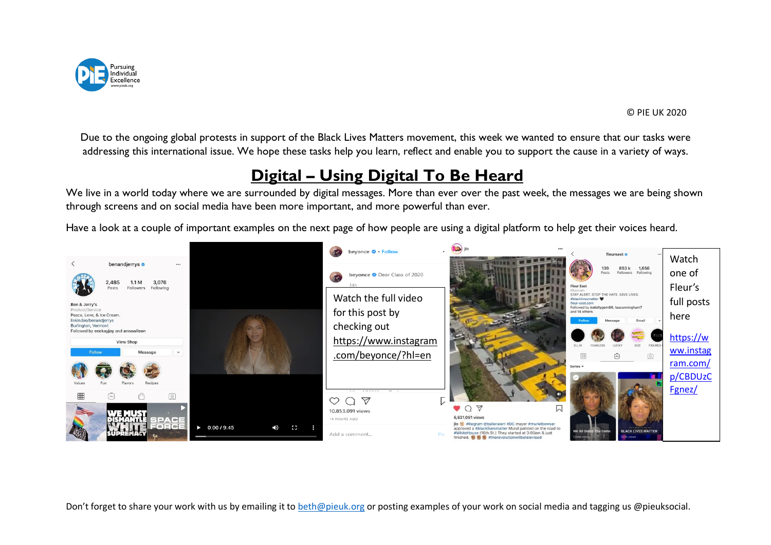© PIE UK 2020

Due to the ongoing global protests in support of the Black Lives Matters movement, this week we wanted to ensure that our tasks were addressing this international issue. We hope these tasks help you learn, reflect and enable you to support the cause in a variety of ways.

# Digital – Using Digital To Be Heard

We live in a world today where we are surrounded by digital messages. More than ever over the past week, the messages we are being shown through screens and on social media have been more important, and more powerful than ever.

Have a look at a couple of important examples on the next page of how people are using a digital platform to help get their voices heard.

Watch the full video for this post by checking out https://www.instagram.com/beyonce/?hl=en

Watch one of Fleur's full posts here

https://www.instagram.com/p/CBDUzCFgnez/

Don't forget to share your work with us by emailing it to beth@pieuk.org or posting examples of your work on social media and tagging us @pieuksocial.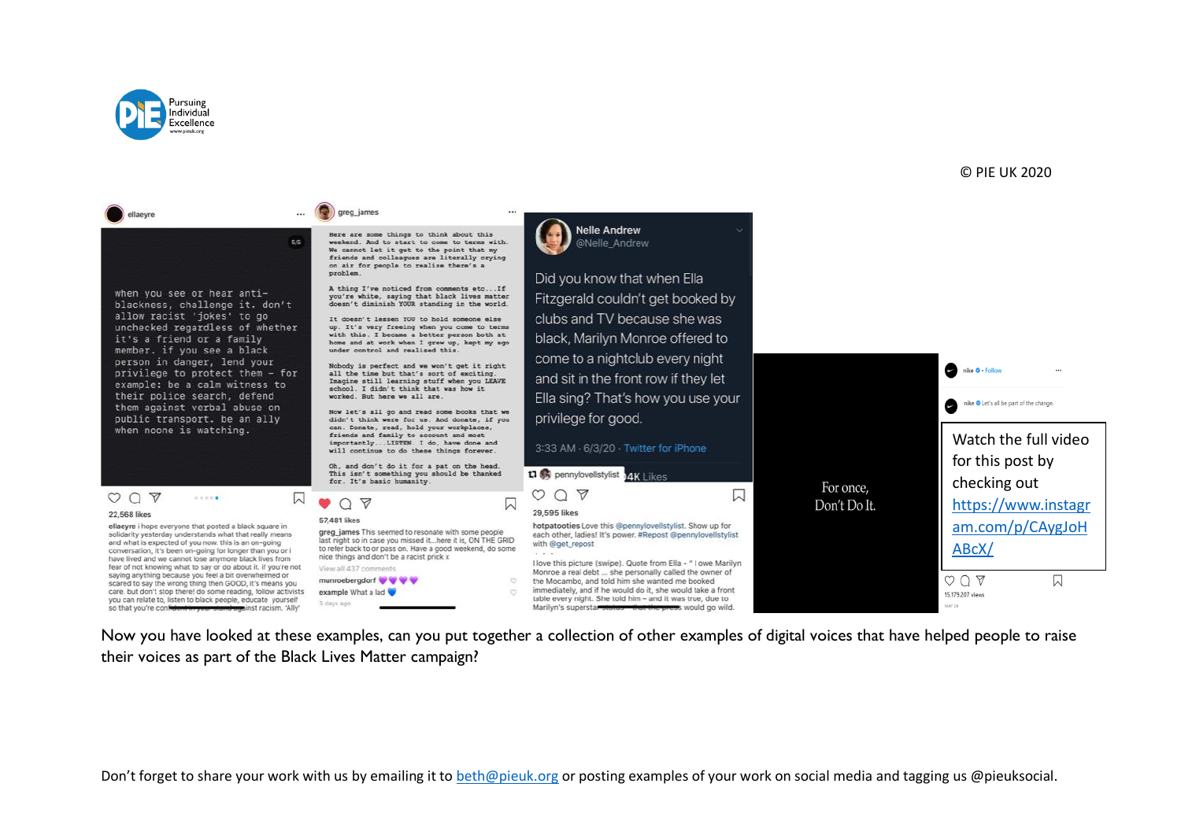© PIE UK 2020

ellaeyre

when you see or hear anti-blackness, challenge it. don't allow racist 'jokes' to go unchecked regardless of whether it's a friend or a family member. if you see a black person in danger, lend your privilege to protect them - for example: be a calm witness to their police search, defend them against verbal abuse on public transport. be an ally when noone is watching.

22,568 likes

ellaeyre i hope everyone that posted a black square in solidarity yesterday understands what that really means and what is expected of you now. this is an on-going conversation, it's been on-going for longer than you or i have lived and we cannot lose anymore black lives from fear of not knowing what to say or do about it. if you're not saying anything because you feel a bit overwhelmed or scared to say the wrong thing then GOOD, it's means you care. but don't stop there! do some reading, follow activists you can relate to, listen to black people, educate yourself so that you're confident in your stand against racism. 'Ally'

greg_james

Here are some things to think about this weekend. And to start to come to terms with. We cannot let it get to the point that my friends and colleagues are literally crying on air for people to realise there's a problem.

A thing I've noticed from comments etc...If you're white, saying that black lives matter doesn't diminish YOUR standing in the world.

It doesn't lessen YOU to hold someone else up. It's very freeing when you come to terms with this. I became a better person both at home and at work when I grew up, kept my ego under control and realised this.

Nobody is perfect and we won't get it right all the time but that's sort of exciting. Imagine still learning stuff when you LEAVE school. I didn't think that was how it worked. But here we all are.

Now let's all go and read some books that we didn't think were for us. And donate, if you can. Donate, read, hold your workplaces, friends and family to account and most importantly...LISTEN. I do, have done and will continue to do these things forever.

Oh, and don't do it for a pat on the head. This isn't something you should be thanked for. It's basic humanity.

57,481 likes

greg_james This seemed to resonate with some people last night so in case you missed it...here it is, ON THE GRID to refer back to or pass on. Have a good weekend, do some nice things and don't be a racist prick x

View all 437 comments

munroebergdorf 💜💜💜💜

example What a lad 💙

3 days ago

Nelle Andrew @Nelle_Andrew

Did you know that when Ella Fitzgerald couldn't get booked by clubs and TV because she was black, Marilyn Monroe offered to come to a nightclub every night and sit in the front row if they let Ella sing? That's how you use your privilege for good.

3:33 AM · 6/3/20 · Twitter for iPhone

pennylovellstylist 24K Likes

29,595 likes

hotpatooties Love this @pennylovellstylist. Show up for each other, ladies! It's power. #Repost @pennylovellstylist with @get_repost

I love this picture (swipe). Quote from Ella - " I owe Marilyn Monroe a real debt ... she personally called the owner of the Mocambo, and told him she wanted me booked immediately, and if he would do it, she would take a front table every night. She told him – and it was true, due to Marilyn's superstar status – that the press would go wild.

For once, Don't Do It.

nike • Follow

nike Let's all be part of the change.

Watch the full video for this post by checking out https://www.instagram.com/p/CAygJoHABcX/

15,179,207 views

Now you have looked at these examples, can you put together a collection of other examples of digital voices that have helped people to raise their voices as part of the Black Lives Matter campaign?

Don't forget to share your work with us by emailing it to beth@pieuk.org or posting examples of your work on social media and tagging us @pieuksocial.